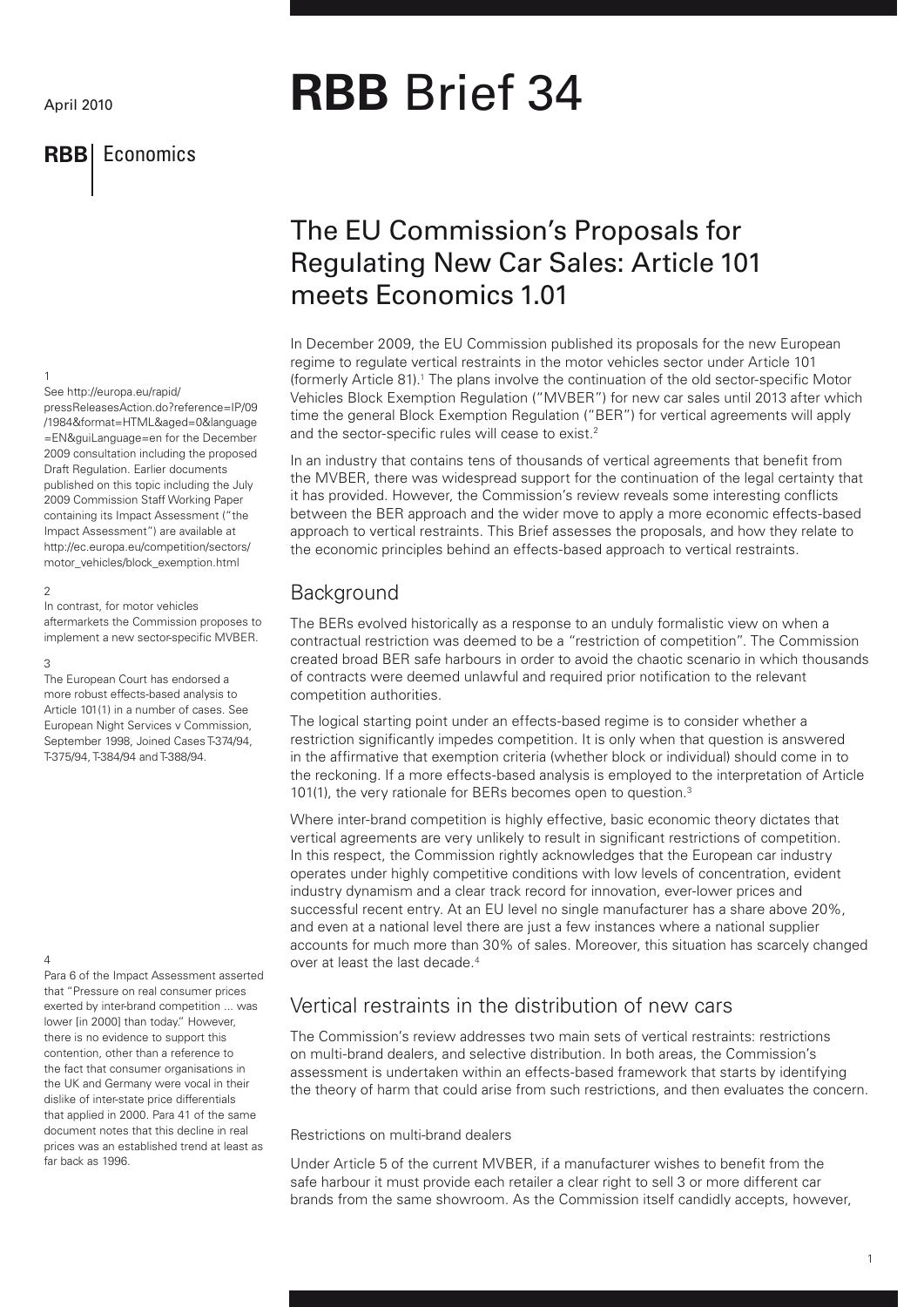April 2010

**RBB** Economics

# **RBB** Brief 34

## The EU Commission's Proposals for Regulating New Car Sales: Article 101 meets Economics 1.01

In December 2009, the EU Commission published its proposals for the new European regime to regulate vertical restraints in the motor vehicles sector under Article 101 (formerly Article 81).[1] The plans involve the continuation of the old sector-specific Motor Vehicles Block Exemption Regulation ("MVBER") for new car sales until 2013 after which time the general Block Exemption Regulation ("BER") for vertical agreements will apply and the sector-specific rules will cease to exist.[2]

In an industry that contains tens of thousands of vertical agreements that benefit from the MVBER, there was widespread support for the continuation of the legal certainty that it has provided. However, the Commission's review reveals some interesting conflicts between the BER approach and the wider move to apply a more economic effects-based approach to vertical restraints. This Brief assesses the proposals, and how they relate to the economic principles behind an effects-based approach to vertical restraints.

### Background

The BERs evolved historically as a response to an unduly formalistic view on when a contractual restriction was deemed to be a "restriction of competition". The Commission created broad BER safe harbours in order to avoid the chaotic scenario in which thousands of contracts were deemed unlawful and required prior notification to the relevant competition authorities.

The logical starting point under an effects-based regime is to consider whether a restriction significantly impedes competition. It is only when that question is answered in the affirmative that exemption criteria (whether block or individual) should come in to the reckoning. If a more effects-based analysis is employed to the interpretation of Article 101(1), the very rationale for BERs becomes open to question.[3]

Where inter-brand competition is highly effective, basic economic theory dictates that vertical agreements are very unlikely to result in significant restrictions of competition. In this respect, the Commission rightly acknowledges that the European car industry operates under highly competitive conditions with low levels of concentration, evident industry dynamism and a clear track record for innovation, ever-lower prices and successful recent entry. At an EU level no single manufacturer has a share above 20%, and even at a national level there are just a few instances where a national supplier accounts for much more than 30% of sales. Moreover, this situation has scarcely changed over at least the last decade.[4]

### Vertical restraints in the distribution of new cars

The Commission's review addresses two main sets of vertical restraints: restrictions on multi-brand dealers, and selective distribution. In both areas, the Commission's assessment is undertaken within an effects-based framework that starts by identifying the theory of harm that could arise from such restrictions, and then evaluates the concern.

#### Restrictions on multi-brand dealers

Under Article 5 of the current MVBER, if a manufacturer wishes to benefit from the safe harbour it must provide each retailer a clear right to sell 3 or more different car brands from the same showroom. As the Commission itself candidly accepts, however,

---

1. See http://europa.eu/rapid/pressReleasesAction.do?reference=IP/09/1984&format=HTML&aged=0&language=EN&guiLanguage=en for the December 2009 consultation including the proposed Draft Regulation. Earlier documents published on this topic including the July 2009 Commission Staff Working Paper containing its Impact Assessment ("the Impact Assessment") are available at http://ec.europa.eu/competition/sectors/motor_vehicles/block_exemption.html

2. In contrast, for motor vehicles aftermarkets the Commission proposes to implement a new sector-specific MVBER.

3. The European Court has endorsed a more robust effects-based analysis to Article 101(1) in a number of cases. See European Night Services v Commission, September 1998, Joined Cases T-374/94, T-375/94, T-384/94 and T-388/94.

4. Para 6 of the Impact Assessment asserted that "Pressure on real consumer prices exerted by inter-brand competition ... was lower [in 2000] than today." However, there is no evidence to support this contention, other than a reference to the fact that consumer organisations in the UK and Germany were vocal in their dislike of inter-state price differentials that applied in 2000. Para 41 of the same document notes that this decline in real prices was an established trend at least as far back as 1996.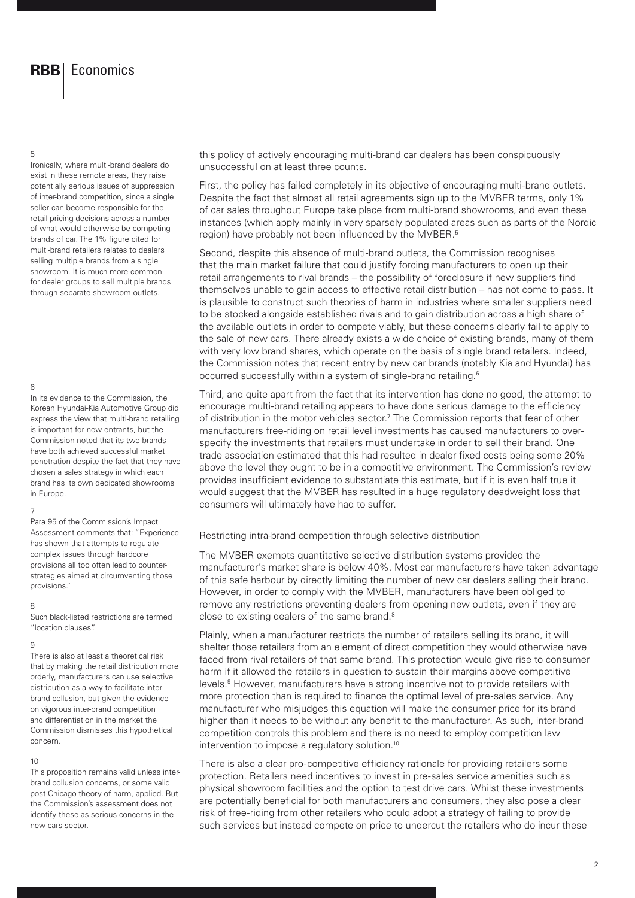this policy of actively encouraging multi-brand car dealers has been conspicuously unsuccessful on at least three counts.

First, the policy has failed completely in its objective of encouraging multi-brand outlets. Despite the fact that almost all retail agreements sign up to the MVBER terms, only 1% of car sales throughout Europe take place from multi-brand showrooms, and even these instances (which apply mainly in very sparsely populated areas such as parts of the Nordic region) have probably not been influenced by the MVBER.[5]

Second, despite this absence of multi-brand outlets, the Commission recognises that the main market failure that could justify forcing manufacturers to open up their retail arrangements to rival brands – the possibility of foreclosure if new suppliers find themselves unable to gain access to effective retail distribution – has not come to pass. It is plausible to construct such theories of harm in industries where smaller suppliers need to be stocked alongside established rivals and to gain distribution across a high share of the available outlets in order to compete viably, but these concerns clearly fail to apply to the sale of new cars. There already exists a wide choice of existing brands, many of them with very low brand shares, which operate on the basis of single brand retailers. Indeed, the Commission notes that recent entry by new car brands (notably Kia and Hyundai) has occurred successfully within a system of single-brand retailing.[6]

Third, and quite apart from the fact that its intervention has done no good, the attempt to encourage multi-brand retailing appears to have done serious damage to the efficiency of distribution in the motor vehicles sector.[7] The Commission reports that fear of other manufacturers free-riding on retail level investments has caused manufacturers to over-specify the investments that retailers must undertake in order to sell their brand. One trade association estimated that this had resulted in dealer fixed costs being some 20% above the level they ought to be in a competitive environment. The Commission's review provides insufficient evidence to substantiate this estimate, but if it is even half true it would suggest that the MVBER has resulted in a huge regulatory deadweight loss that consumers will ultimately have had to suffer.

## Restricting intra-brand competition through selective distribution

The MVBER exempts quantitative selective distribution systems provided the manufacturer's market share is below 40%. Most car manufacturers have taken advantage of this safe harbour by directly limiting the number of new car dealers selling their brand. However, in order to comply with the MVBER, manufacturers have been obliged to remove any restrictions preventing dealers from opening new outlets, even if they are close to existing dealers of the same brand.[8]

Plainly, when a manufacturer restricts the number of retailers selling its brand, it will shelter those retailers from an element of direct competition they would otherwise have faced from rival retailers of that same brand. This protection would give rise to consumer harm if it allowed the retailers in question to sustain their margins above competitive levels.[9] However, manufacturers have a strong incentive not to provide retailers with more protection than is required to finance the optimal level of pre-sales service. Any manufacturer who misjudges this equation will make the consumer price for its brand higher than it needs to be without any benefit to the manufacturer. As such, inter-brand competition controls this problem and there is no need to employ competition law intervention to impose a regulatory solution.[10]

There is also a clear pro-competitive efficiency rationale for providing retailers some protection. Retailers need incentives to invest in pre-sales service amenities such as physical showroom facilities and the option to test drive cars. Whilst these investments are potentially beneficial for both manufacturers and consumers, they also pose a clear risk of free-riding from other retailers who could adopt a strategy of failing to provide such services but instead compete on price to undercut the retailers who do incur these

---

5 Ironically, where multi-brand dealers do exist in these remote areas, they raise potentially serious issues of suppression of inter-brand competition, since a single seller can become responsible for the retail pricing decisions across a number of what would otherwise be competing brands of car. The 1% figure cited for multi-brand retailers relates to dealers selling multiple brands from a single showroom. It is much more common for dealer groups to sell multiple brands through separate showroom outlets.

6 In its evidence to the Commission, the Korean Hyundai-Kia Automotive Group did express the view that multi-brand retailing is important for new entrants, but the Commission noted that its two brands have both achieved successful market penetration despite the fact that they have chosen a sales strategy in which each brand has its own dedicated showrooms in Europe.

7 Para 95 of the Commission's Impact Assessment comments that: "Experience has shown that attempts to regulate complex issues through hardcore provisions all too often lead to counter-strategies aimed at circumventing those provisions."

8 Such black-listed restrictions are termed "location clauses".

9 There is also at least a theoretical risk that by making the retail distribution more orderly, manufacturers can use selective distribution as a way to facilitate inter-brand collusion, but given the evidence on vigorous inter-brand competition and differentiation in the market the Commission dismisses this hypothetical concern.

10 This proposition remains valid unless inter-brand collusion concerns, or some valid post-Chicago theory of harm, applied. But the Commission's assessment does not identify these as serious concerns in the new cars sector.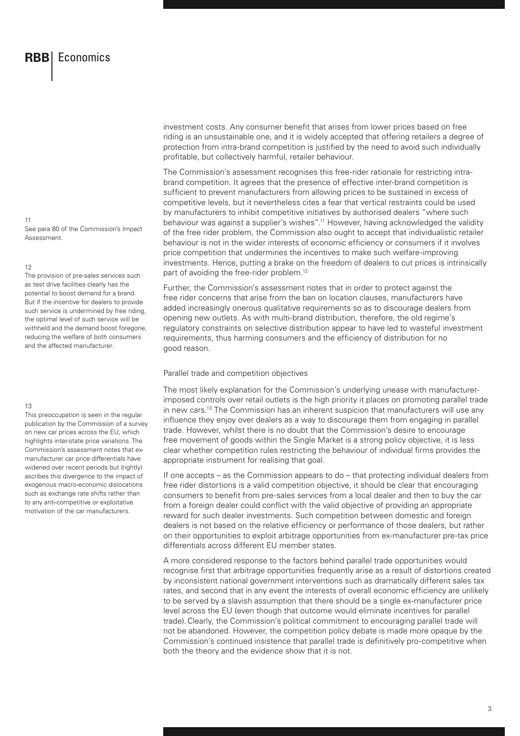investment costs. Any consumer benefit that arises from lower prices based on free riding is an unsustainable one, and it is widely accepted that offering retailers a degree of protection from intra-brand competition is justified by the need to avoid such individually profitable, but collectively harmful, retailer behaviour.

The Commission's assessment recognises this free-rider rationale for restricting intra-brand competition. It agrees that the presence of effective inter-brand competition is sufficient to prevent manufacturers from allowing prices to be sustained in excess of competitive levels, but it nevertheless cites a fear that vertical restraints could be used by manufacturers to inhibit competitive initiatives by authorised dealers "where such behaviour was against a supplier's wishes".[11] However, having acknowledged the validity of the free rider problem, the Commission also ought to accept that individualistic retailer behaviour is not in the wider interests of economic efficiency or consumers if it involves price competition that undermines the incentives to make such welfare-improving investments. Hence, putting a brake on the freedom of dealers to cut prices is intrinsically part of avoiding the free-rider problem.[12]

Further, the Commission's assessment notes that in order to protect against the free rider concerns that arise from the ban on location clauses, manufacturers have added increasingly onerous qualitative requirements so as to discourage dealers from opening new outlets. As with multi-brand distribution, therefore, the old regime's regulatory constraints on selective distribution appear to have led to wasteful investment requirements, thus harming consumers and the efficiency of distribution for no good reason.

## Parallel trade and competition objectives

The most likely explanation for the Commission's underlying unease with manufacturer-imposed controls over retail outlets is the high priority it places on promoting parallel trade in new cars.[13] The Commission has an inherent suspicion that manufacturers will use any influence they enjoy over dealers as a way to discourage them from engaging in parallel trade. However, whilst there is no doubt that the Commission's desire to encourage free movement of goods within the Single Market is a strong policy objective, it is less clear whether competition rules restricting the behaviour of individual firms provides the appropriate instrument for realising that goal.

If one accepts – as the Commission appears to do – that protecting individual dealers from free rider distortions is a valid competition objective, it should be clear that encouraging consumers to benefit from pre-sales services from a local dealer and then to buy the car from a foreign dealer could conflict with the valid objective of providing an appropriate reward for such dealer investments. Such competition between domestic and foreign dealers is not based on the relative efficiency or performance of those dealers, but rather on their opportunities to exploit arbitrage opportunities from ex-manufacturer pre-tax price differentials across different EU member states.

A more considered response to the factors behind parallel trade opportunities would recognise first that arbitrage opportunities frequently arise as a result of distortions created by inconsistent national government interventions such as dramatically different sales tax rates, and second that in any event the interests of overall economic efficiency are unlikely to be served by a slavish assumption that there should be a single ex-manufacturer price level across the EU (even though that outcome would eliminate incentives for parallel trade). Clearly, the Commission's political commitment to encouraging parallel trade will not be abandoned. However, the competition policy debate is made more opaque by the Commission's continued insistence that parallel trade is definitively pro-competitive when both the theory and the evidence show that it is not.

---

11 See para 80 of the Commission's Impact Assessment.

12 The provision of pre-sales services such as test drive facilities clearly has the potential to boost demand for a brand. But if the incentive for dealers to provide such service is undermined by free riding, the optimal level of such service will be withheld and the demand boost foregone, reducing the welfare of both consumers and the affected manufacturer.

13 This preoccupation is seen in the regular publication by the Commission of a survey on new car prices across the EU, which highlights inter-state price variations. The Commission's assessment notes that ex-manufacturer car price differentials have widened over recent periods but (rightly) ascribes this divergence to the impact of exogenous macro-economic dislocations such as exchange rate shifts rather than to any anti-competitive or exploitative motivation of the car manufacturers.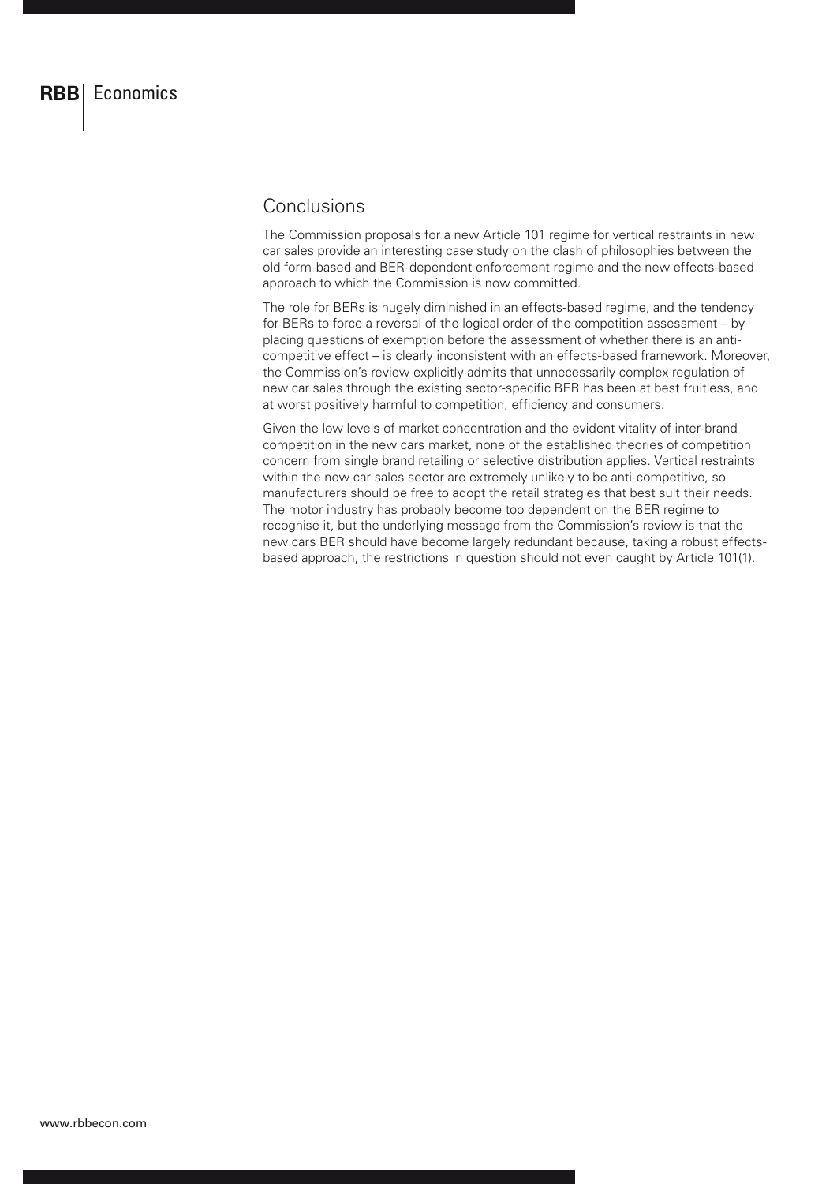## Conclusions

The Commission proposals for a new Article 101 regime for vertical restraints in new car sales provide an interesting case study on the clash of philosophies between the old form-based and BER-dependent enforcement regime and the new effects-based approach to which the Commission is now committed.

The role for BERs is hugely diminished in an effects-based regime, and the tendency for BERs to force a reversal of the logical order of the competition assessment – by placing questions of exemption before the assessment of whether there is an anti-competitive effect – is clearly inconsistent with an effects-based framework. Moreover, the Commission's review explicitly admits that unnecessarily complex regulation of new car sales through the existing sector-specific BER has been at best fruitless, and at worst positively harmful to competition, efficiency and consumers.

Given the low levels of market concentration and the evident vitality of inter-brand competition in the new cars market, none of the established theories of competition concern from single brand retailing or selective distribution applies. Vertical restraints within the new car sales sector are extremely unlikely to be anti-competitive, so manufacturers should be free to adopt the retail strategies that best suit their needs. The motor industry has probably become too dependent on the BER regime to recognise it, but the underlying message from the Commission's review is that the new cars BER should have become largely redundant because, taking a robust effects-based approach, the restrictions in question should not even caught by Article 101(1).